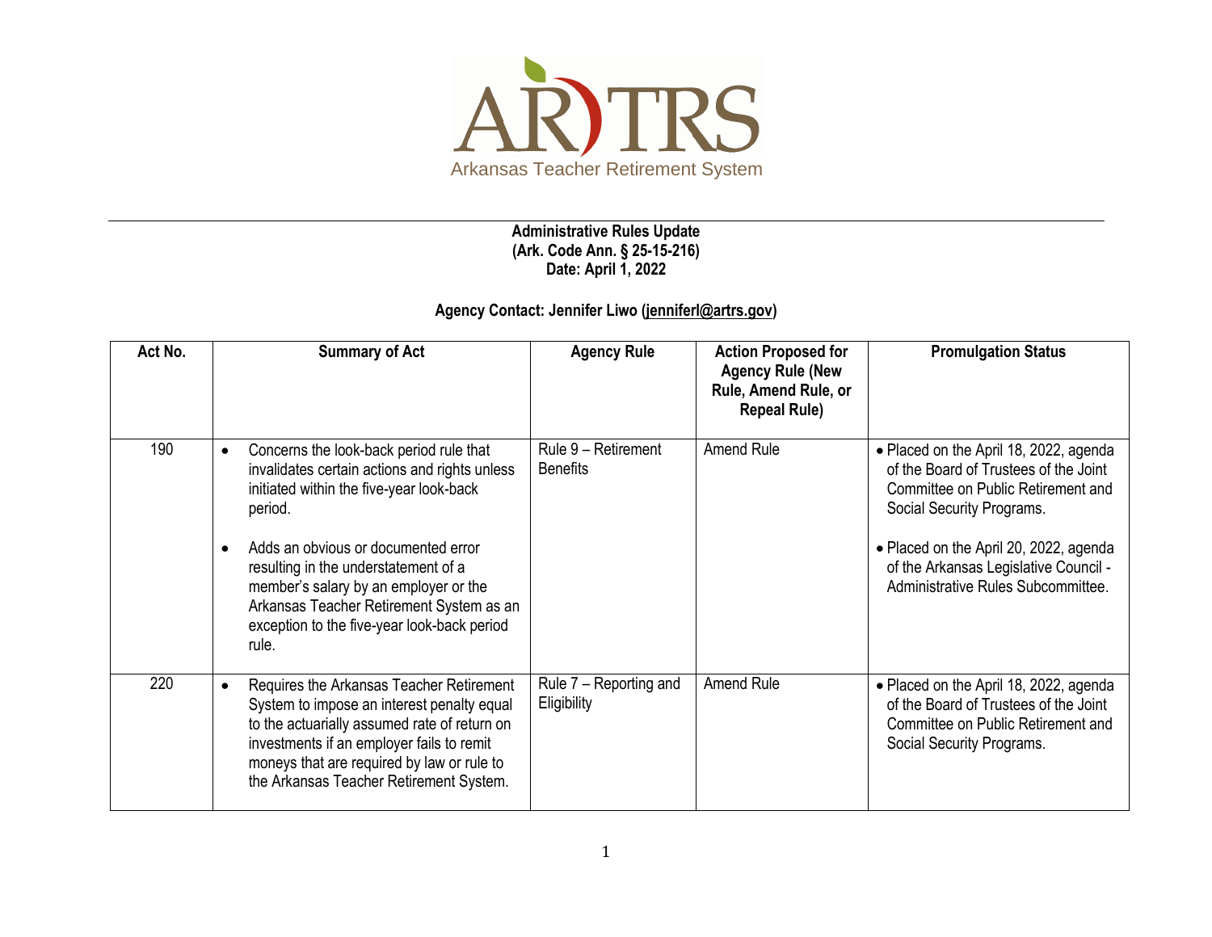ARTRS

Arkansas Teacher Retirement System

**Administrative Rules Update**
**(Ark. Code Ann. § 25-15-216)**
**Date: April 1, 2022**

**Agency Contact: Jennifer Liwo (jenniferl@artrs.gov)**

| Act No. | Summary of Act | Agency Rule | Action Proposed for Agency Rule (New Rule, Amend Rule, or Repeal Rule) | Promulgation Status |
|---|---|---|---|---|
| 190 | • Concerns the look-back period rule that invalidates certain actions and rights unless initiated within the five-year look-back period.<br><br>• Adds an obvious or documented error resulting in the understatement of a member's salary by an employer or the Arkansas Teacher Retirement System as an exception to the five-year look-back period rule. | Rule 9 – Retirement Benefits | Amend Rule | • Placed on the April 18, 2022, agenda of the Board of Trustees of the Joint Committee on Public Retirement and Social Security Programs.<br><br>• Placed on the April 20, 2022, agenda of the Arkansas Legislative Council - Administrative Rules Subcommittee. |
| 220 | • Requires the Arkansas Teacher Retirement System to impose an interest penalty equal to the actuarially assumed rate of return on investments if an employer fails to remit moneys that are required by law or rule to the Arkansas Teacher Retirement System. | Rule 7 – Reporting and Eligibility | Amend Rule | • Placed on the April 18, 2022, agenda of the Board of Trustees of the Joint Committee on Public Retirement and Social Security Programs. |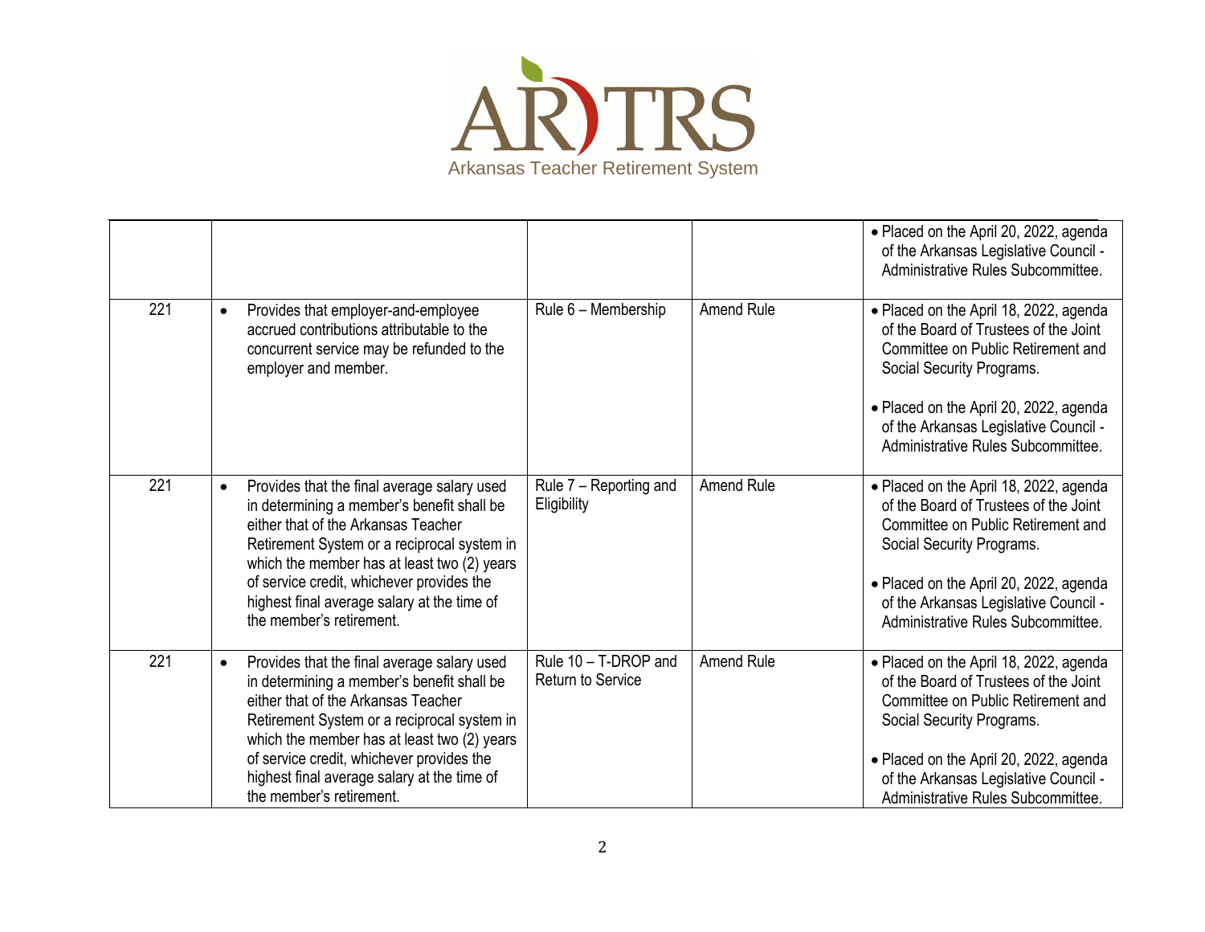Arkansas Teacher Retirement System

| | | | | |
|---|---|---|---|---|
| | | | | • Placed on the April 20, 2022, agenda of the Arkansas Legislative Council - Administrative Rules Subcommittee. |
| 221 | • Provides that employer-and-employee accrued contributions attributable to the concurrent service may be refunded to the employer and member. | Rule 6 – Membership | Amend Rule | • Placed on the April 18, 2022, agenda of the Board of Trustees of the Joint Committee on Public Retirement and Social Security Programs.<br><br>• Placed on the April 20, 2022, agenda of the Arkansas Legislative Council - Administrative Rules Subcommittee. |
| 221 | • Provides that the final average salary used in determining a member's benefit shall be either that of the Arkansas Teacher Retirement System or a reciprocal system in which the member has at least two (2) years of service credit, whichever provides the highest final average salary at the time of the member's retirement. | Rule 7 – Reporting and Eligibility | Amend Rule | • Placed on the April 18, 2022, agenda of the Board of Trustees of the Joint Committee on Public Retirement and Social Security Programs.<br><br>• Placed on the April 20, 2022, agenda of the Arkansas Legislative Council - Administrative Rules Subcommittee. |
| 221 | • Provides that the final average salary used in determining a member's benefit shall be either that of the Arkansas Teacher Retirement System or a reciprocal system in which the member has at least two (2) years of service credit, whichever provides the highest final average salary at the time of the member's retirement. | Rule 10 – T-DROP and Return to Service | Amend Rule | • Placed on the April 18, 2022, agenda of the Board of Trustees of the Joint Committee on Public Retirement and Social Security Programs.<br><br>• Placed on the April 20, 2022, agenda of the Arkansas Legislative Council - Administrative Rules Subcommittee. |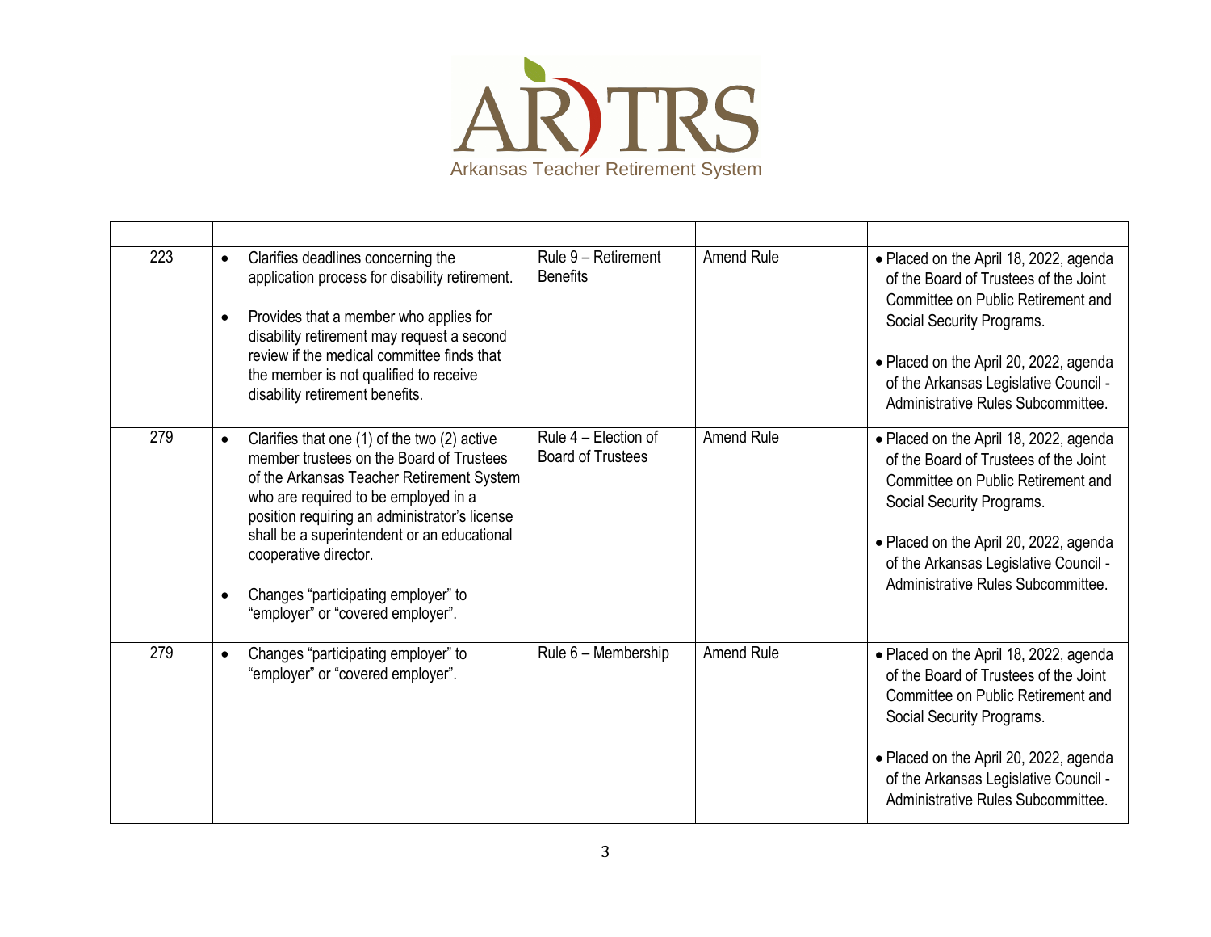# Arkansas Teacher Retirement System

| | | | | |
|---|---|---|---|---|
| 223 | • Clarifies deadlines concerning the application process for disability retirement.<br><br>• Provides that a member who applies for disability retirement may request a second review if the medical committee finds that the member is not qualified to receive disability retirement benefits. | Rule 9 – Retirement Benefits | Amend Rule | • Placed on the April 18, 2022, agenda of the Board of Trustees of the Joint Committee on Public Retirement and Social Security Programs.<br><br>• Placed on the April 20, 2022, agenda of the Arkansas Legislative Council - Administrative Rules Subcommittee. |
| 279 | • Clarifies that one (1) of the two (2) active member trustees on the Board of Trustees of the Arkansas Teacher Retirement System who are required to be employed in a position requiring an administrator's license shall be a superintendent or an educational cooperative director.<br><br>• Changes "participating employer" to "employer" or "covered employer". | Rule 4 – Election of Board of Trustees | Amend Rule | • Placed on the April 18, 2022, agenda of the Board of Trustees of the Joint Committee on Public Retirement and Social Security Programs.<br><br>• Placed on the April 20, 2022, agenda of the Arkansas Legislative Council - Administrative Rules Subcommittee. |
| 279 | • Changes "participating employer" to "employer" or "covered employer". | Rule 6 – Membership | Amend Rule | • Placed on the April 18, 2022, agenda of the Board of Trustees of the Joint Committee on Public Retirement and Social Security Programs.<br><br>• Placed on the April 20, 2022, agenda of the Arkansas Legislative Council - Administrative Rules Subcommittee. |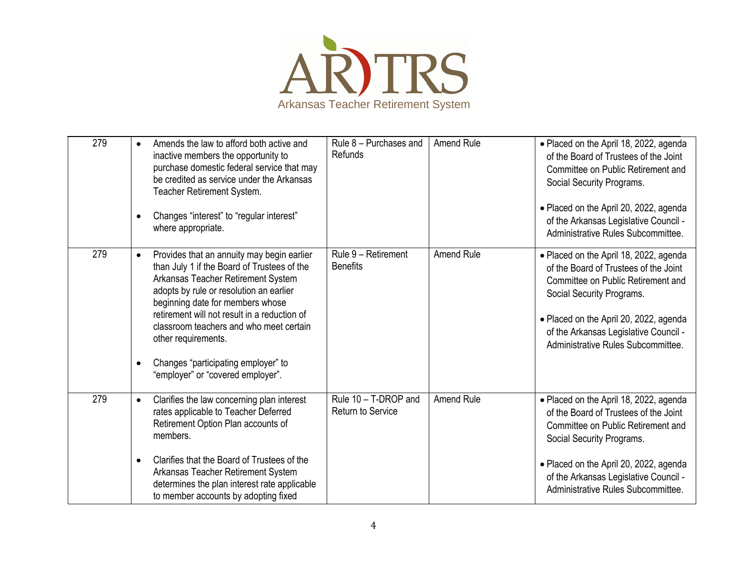| 279 | • Amends the law to afford both active and inactive members the opportunity to purchase domestic federal service that may be credited as service under the Arkansas Teacher Retirement System.<br><br>• Changes "interest" to "regular interest" where appropriate. | Rule 8 – Purchases and Refunds | Amend Rule | • Placed on the April 18, 2022, agenda of the Board of Trustees of the Joint Committee on Public Retirement and Social Security Programs.<br><br>• Placed on the April 20, 2022, agenda of the Arkansas Legislative Council - Administrative Rules Subcommittee. |
|---|---|---|---|---|
| 279 | • Provides that an annuity may begin earlier than July 1 if the Board of Trustees of the Arkansas Teacher Retirement System adopts by rule or resolution an earlier beginning date for members whose retirement will not result in a reduction of classroom teachers and who meet certain other requirements.<br><br>• Changes "participating employer" to "employer" or "covered employer". | Rule 9 – Retirement Benefits | Amend Rule | • Placed on the April 18, 2022, agenda of the Board of Trustees of the Joint Committee on Public Retirement and Social Security Programs.<br><br>• Placed on the April 20, 2022, agenda of the Arkansas Legislative Council - Administrative Rules Subcommittee. |
| 279 | • Clarifies the law concerning plan interest rates applicable to Teacher Deferred Retirement Option Plan accounts of members.<br><br>• Clarifies that the Board of Trustees of the Arkansas Teacher Retirement System determines the plan interest rate applicable to member accounts by adopting fixed | Rule 10 – T-DROP and Return to Service | Amend Rule | • Placed on the April 18, 2022, agenda of the Board of Trustees of the Joint Committee on Public Retirement and Social Security Programs.<br><br>• Placed on the April 20, 2022, agenda of the Arkansas Legislative Council - Administrative Rules Subcommittee. |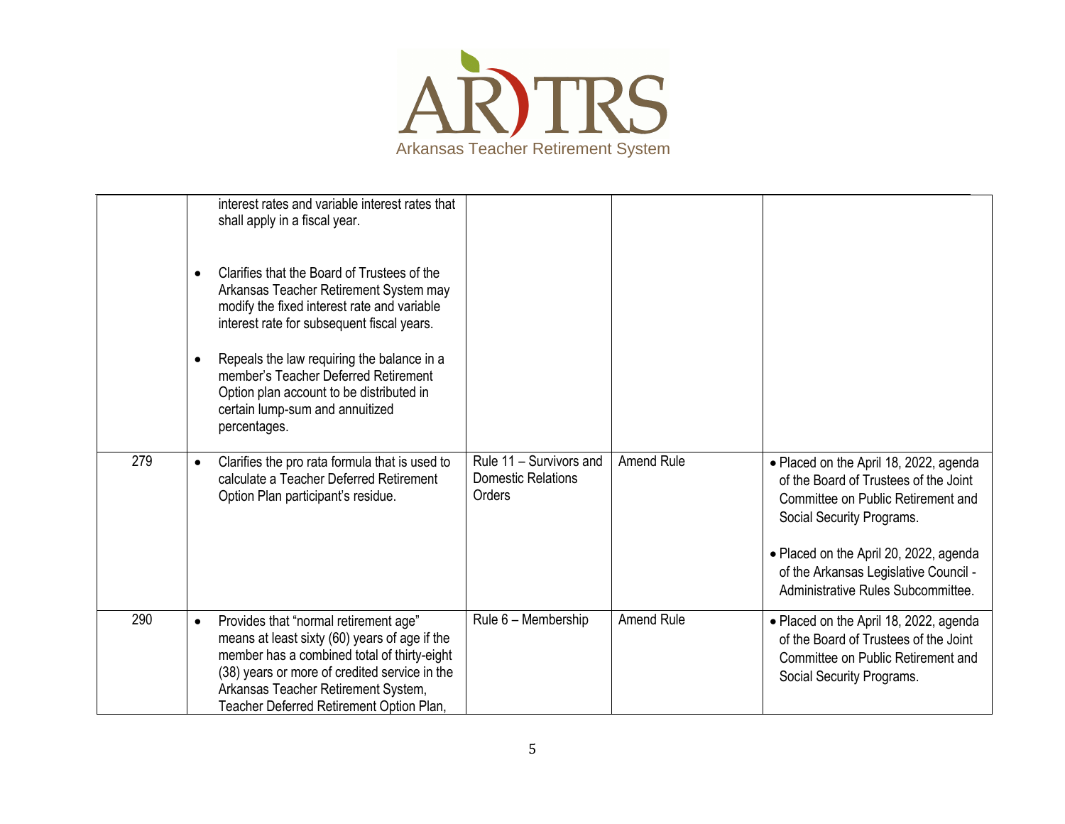| | | | | |
|---|---|---|---|---|
| | interest rates and variable interest rates that shall apply in a fiscal year.<br><br>• Clarifies that the Board of Trustees of the Arkansas Teacher Retirement System may modify the fixed interest rate and variable interest rate for subsequent fiscal years.<br><br>• Repeals the law requiring the balance in a member's Teacher Deferred Retirement Option plan account to be distributed in certain lump-sum and annuitized percentages. | | | |
| 279 | • Clarifies the pro rata formula that is used to calculate a Teacher Deferred Retirement Option Plan participant's residue. | Rule 11 – Survivors and Domestic Relations Orders | Amend Rule | • Placed on the April 18, 2022, agenda of the Board of Trustees of the Joint Committee on Public Retirement and Social Security Programs.<br><br>• Placed on the April 20, 2022, agenda of the Arkansas Legislative Council - Administrative Rules Subcommittee. |
| 290 | • Provides that "normal retirement age" means at least sixty (60) years of age if the member has a combined total of thirty-eight (38) years or more of credited service in the Arkansas Teacher Retirement System, Teacher Deferred Retirement Option Plan, | Rule 6 – Membership | Amend Rule | • Placed on the April 18, 2022, agenda of the Board of Trustees of the Joint Committee on Public Retirement and Social Security Programs. |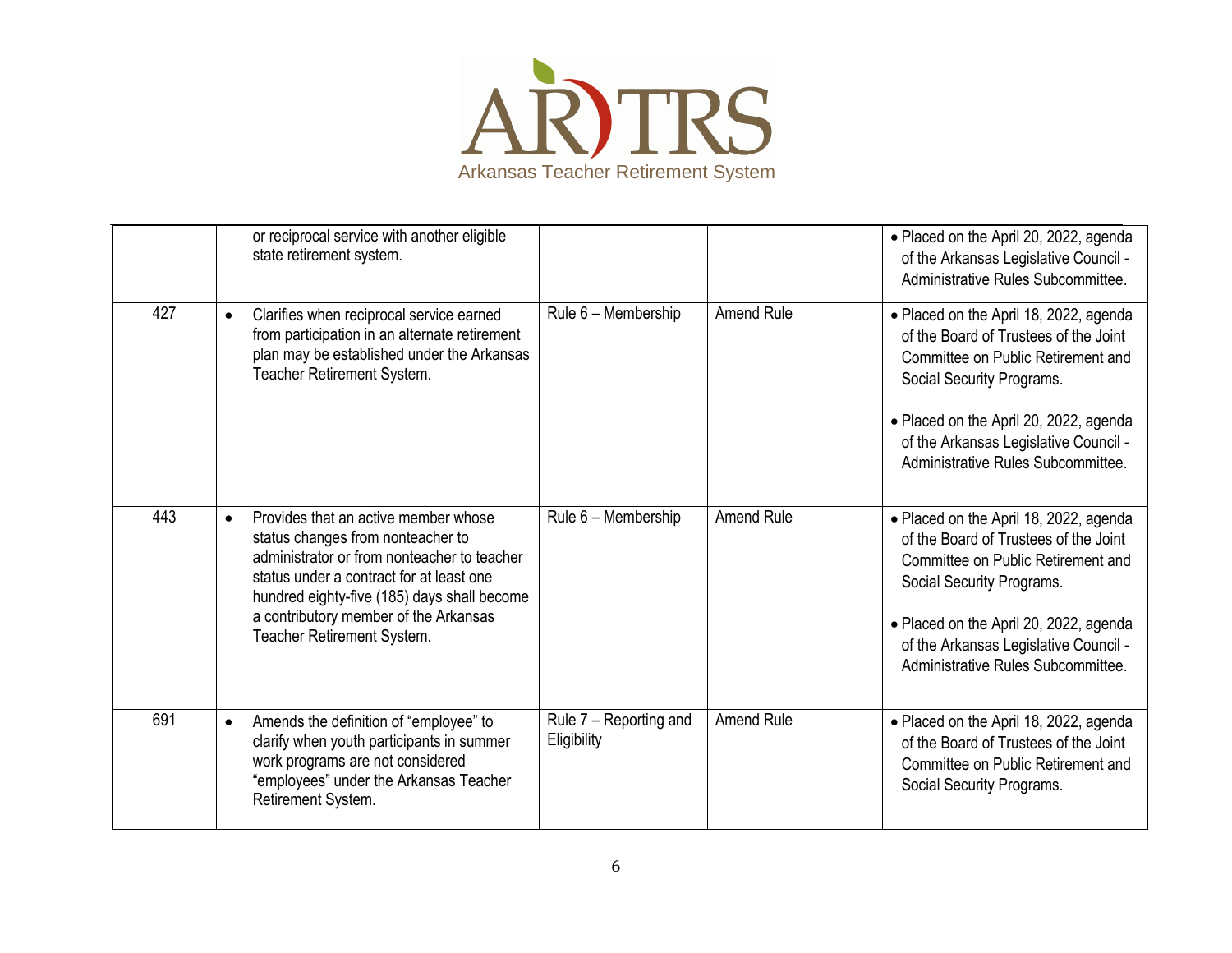**AR TRS**

Arkansas Teacher Retirement System

| | | | | |
|---|---|---|---|---|
| | or reciprocal service with another eligible state retirement system. | | | • Placed on the April 20, 2022, agenda of the Arkansas Legislative Council - Administrative Rules Subcommittee. |
| 427 | • Clarifies when reciprocal service earned from participation in an alternate retirement plan may be established under the Arkansas Teacher Retirement System. | Rule 6 – Membership | Amend Rule | • Placed on the April 18, 2022, agenda of the Board of Trustees of the Joint Committee on Public Retirement and Social Security Programs.<br><br>• Placed on the April 20, 2022, agenda of the Arkansas Legislative Council - Administrative Rules Subcommittee. |
| 443 | • Provides that an active member whose status changes from nonteacher to administrator or from nonteacher to teacher status under a contract for at least one hundred eighty-five (185) days shall become a contributory member of the Arkansas Teacher Retirement System. | Rule 6 – Membership | Amend Rule | • Placed on the April 18, 2022, agenda of the Board of Trustees of the Joint Committee on Public Retirement and Social Security Programs.<br><br>• Placed on the April 20, 2022, agenda of the Arkansas Legislative Council - Administrative Rules Subcommittee. |
| 691 | • Amends the definition of "employee" to clarify when youth participants in summer work programs are not considered "employees" under the Arkansas Teacher Retirement System. | Rule 7 – Reporting and Eligibility | Amend Rule | • Placed on the April 18, 2022, agenda of the Board of Trustees of the Joint Committee on Public Retirement and Social Security Programs. |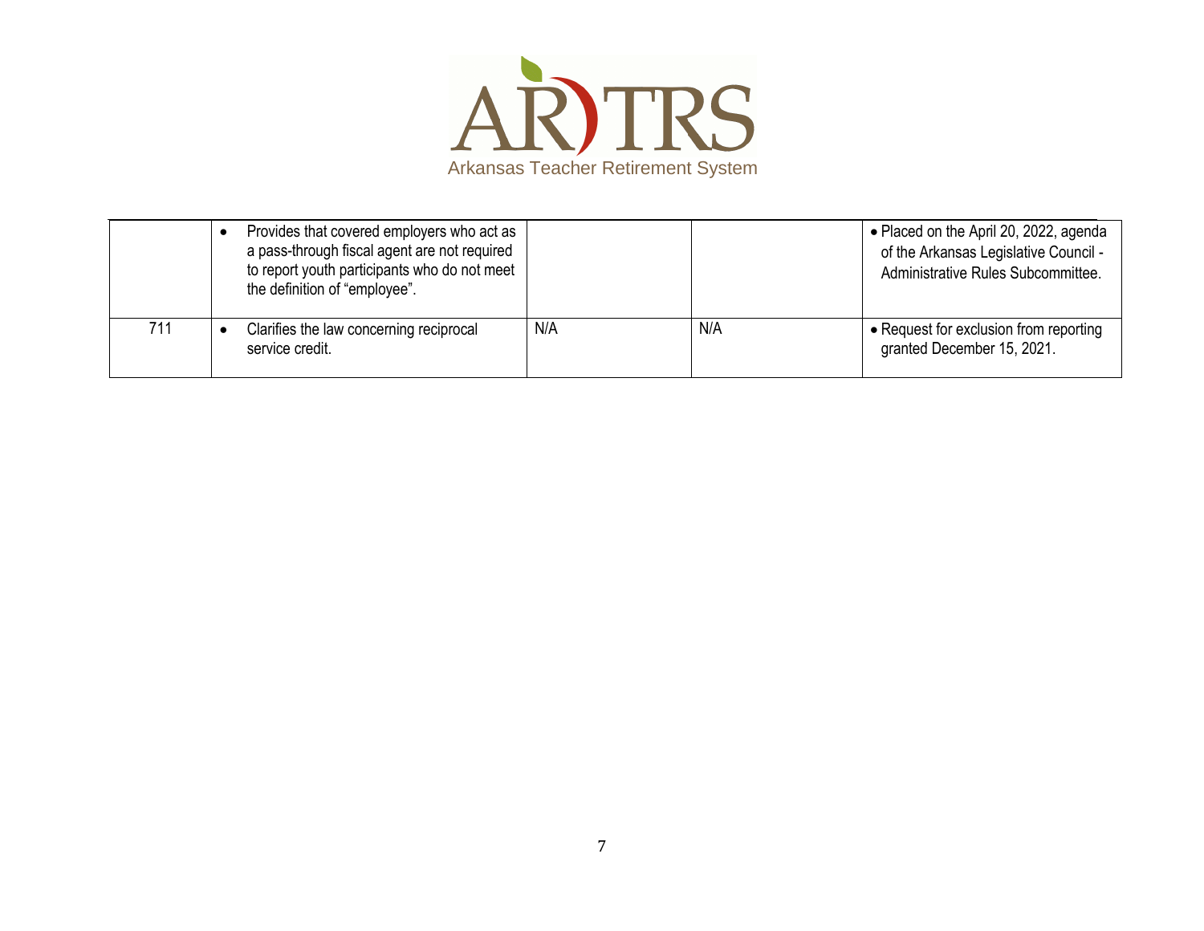Arkansas Teacher Retirement System

| | | | | |
|---|---|---|---|---|
| | • Provides that covered employers who act as a pass-through fiscal agent are not required to report youth participants who do not meet the definition of "employee". | | | • Placed on the April 20, 2022, agenda of the Arkansas Legislative Council - Administrative Rules Subcommittee. |
| 711 | • Clarifies the law concerning reciprocal service credit. | N/A | N/A | • Request for exclusion from reporting granted December 15, 2021. |